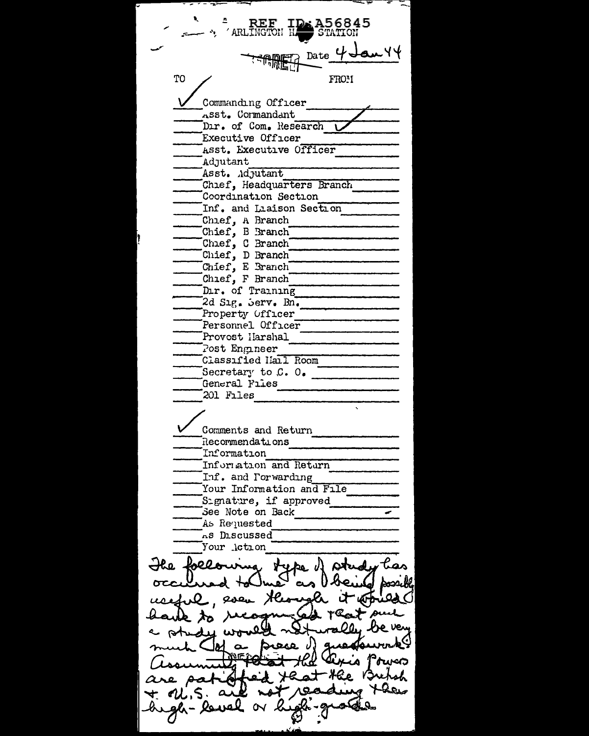REF ID:A56845

ARLINGTON HALL STATION

SECRET

Date 4 Jan 44

| TO | | FROM |
|---|---|---|
| ✓ | Commanding Officer | |
| | Asst. Commandant | |
| | Dir. of Com. Research | ✓ |
| | Executive Officer | |
| | Asst. Executive Officer | |
| | Adjutant | |
| | Asst. Adjutant | |
| | Chief, Headquarters Branch | |
| | Coordination Section | |
| | Inf. and Liaison Section | |
| | Chief, A Branch | |
| | Chief, B Branch | |
| | Chief, C Branch | |
| | Chief, D Branch | |
| | Chief, E Branch | |
| | Chief, F Branch | |
| | Dir. of Training | |
| | 2d Sig. Serv. Bn. | |
| | Property Officer | |
| | Personnel Officer | |
| | Provost Marshal | |
| | Post Engineer | |
| | Classified Mail Room | |
| | Secretary to C. O. | |
| | General Files | |
| | 201 Files | |

| | |
|---|---|
| ✓ | Comments and Return |
| | Recommendations |
| | Information |
| | Information and Return |
| | Inf. and Forwarding |
| | Your Information and File |
| | Signature, if approved |
| | See Note on Back |
| | As Requested |
| | As Discussed |
| | Your Action |

The following type of study has occurred to me as being possibly useful, even though it would have to recognized that such a study would naturally be very much of a piece of guesswork: Assuming that the Axis Powers are satisfied that the British & U.S. are not reading their high-level or high-grade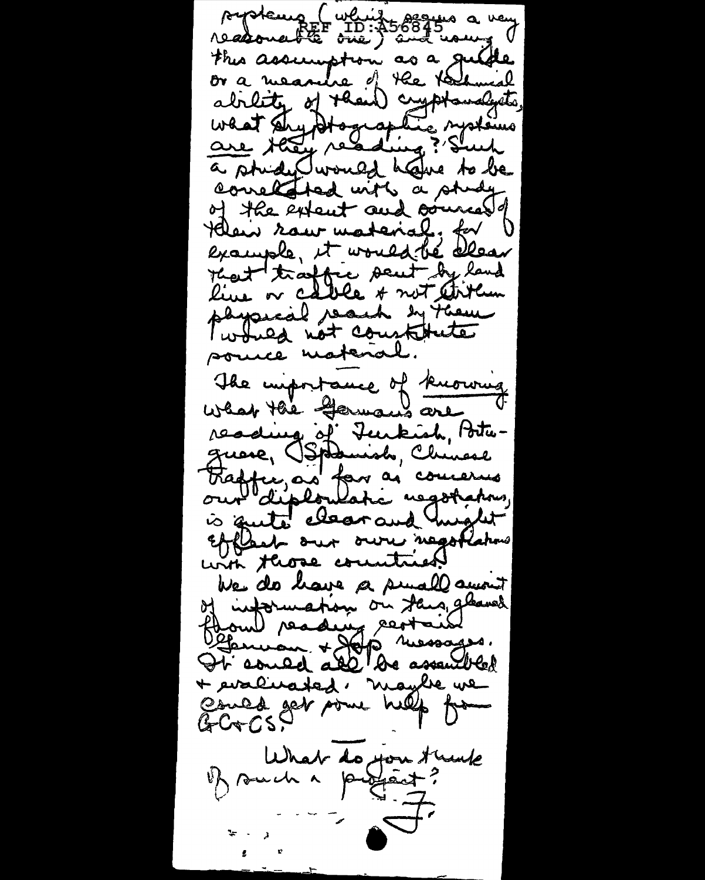systems (which seems a very reasonable one) and using this assumption as a guide or a measure of the technical ability of their cryptanalysts, what cryptographic systems are they reading? Such a study would have to be correlated with a study of the extent and sources of their raw material, for example, it would be clear that traffic sent by land line or cable & not within physical reach by them would not constitute source material.

The importance of knowing what the Germans are reading of Turkish, Portuguese, Spanish, Chinese traffic, as far as concerns our diplomatic negotiations, is quite clear and might effect our own negotiations with those countries.

We do have a small amount of information on this gleaned from reading certain German & Jap messages. It could all be assembled & evaluated. Maybe we could get some help from GC&CS.

What do you think of such a project?

F.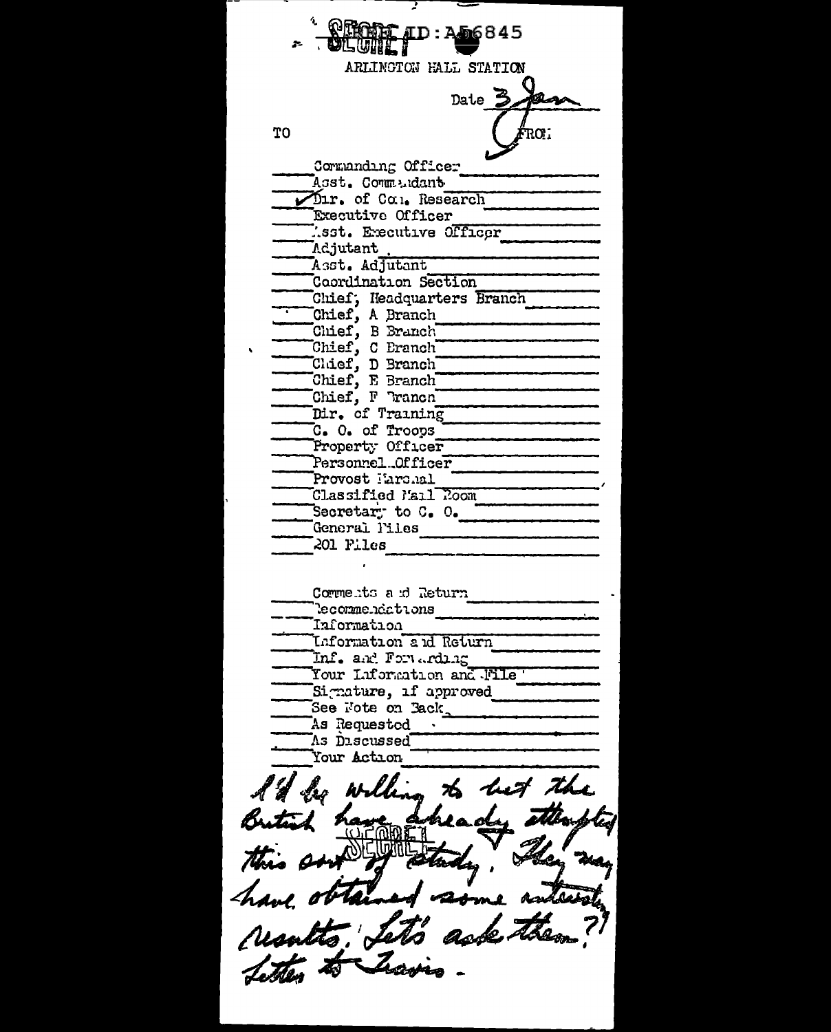SECRET ID:A56845

ARLINGTON HALL STATION

Date 3 Jan

TO FROM

- ____ Commanding Officer
- ____ Asst. Commandant
- ✓ Dir. of Com. Research
- ____ Executive Officer
- ____ Asst. Executive Officer
- ____ Adjutant
- ____ Asst. Adjutant
- ____ Coordination Section
- ____ Chief, Headquarters Branch
- ____ Chief, A Branch
- ____ Chief, B Branch
- ____ Chief, C Branch
- ____ Chief, D Branch
- ____ Chief, E Branch
- ____ Chief, F Branch
- ____ Dir. of Training
- ____ C. O. of Troops
- ____ Property Officer
- ____ Personnel Officer
- ____ Provost Marshal
- ____ Classified Mail Room
- ____ Secretary to C. O.
- ____ General Files
- ____ 201 Files

- ____ Comments and Return
- ____ Recommendations
- ____ Information
- ____ Information and Return
- ____ Inf. and Forwarding
- ____ Your Information and File
- ____ Signature, if approved
- ____ See Note on Back
- ____ As Requested
- ____ As Discussed
- ____ Your Action

I'd be willing to bet the British have already attempted this sort of study. They may have obtained some interesting results. Let's ask them?

Letter to Travis -

SECRET